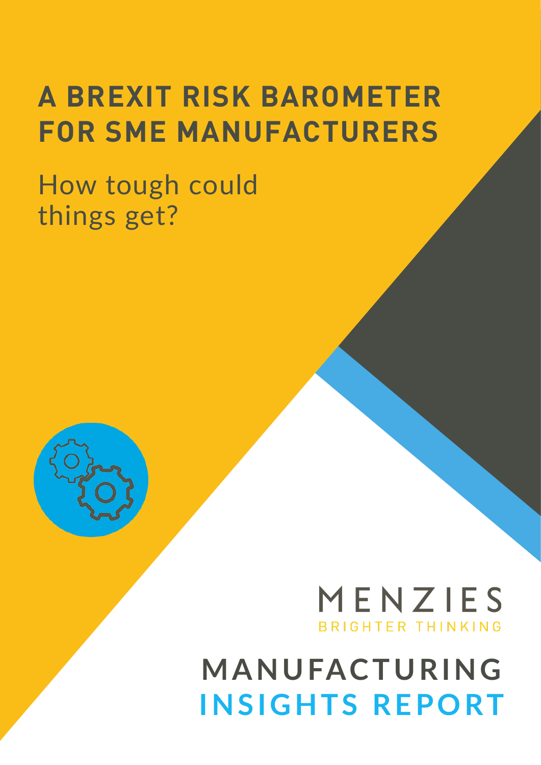# A BREXIT RISK BAROMETER FOR SME MANUFACTURERS

How tough could things get?

MENZIES

BRIGHTER THINKING

## MANUFACTURING INSIGHTS REPORT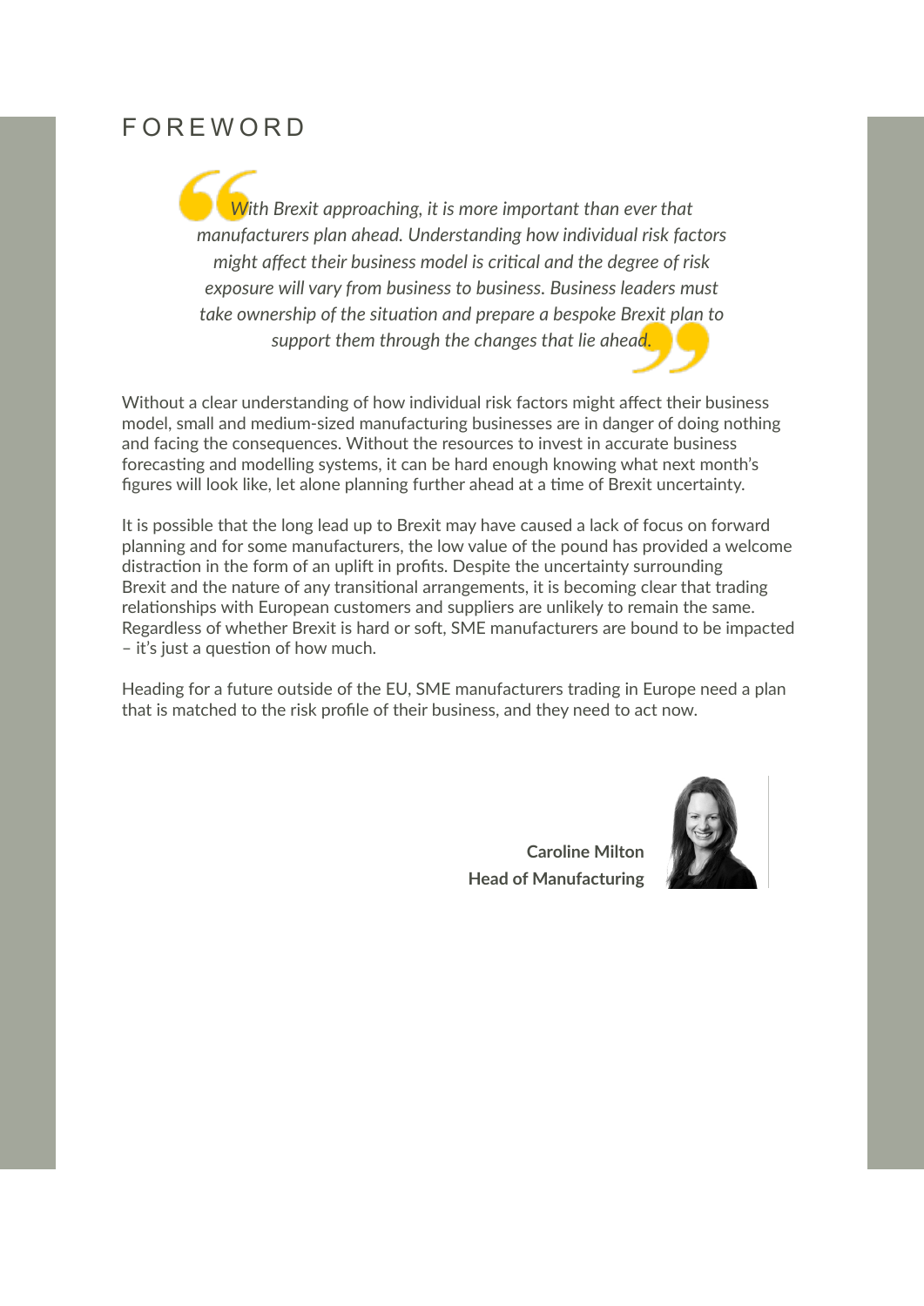# FOREWORD

> *With Brexit approaching, it is more important than ever that manufacturers plan ahead. Understanding how individual risk factors might affect their business model is critical and the degree of risk exposure will vary from business to business. Business leaders must take ownership of the situation and prepare a bespoke Brexit plan to support them through the changes that lie ahead.*

Without a clear understanding of how individual risk factors might affect their business model, small and medium-sized manufacturing businesses are in danger of doing nothing and facing the consequences. Without the resources to invest in accurate business forecasting and modelling systems, it can be hard enough knowing what next month's figures will look like, let alone planning further ahead at a time of Brexit uncertainty.

It is possible that the long lead up to Brexit may have caused a lack of focus on forward planning and for some manufacturers, the low value of the pound has provided a welcome distraction in the form of an uplift in profits. Despite the uncertainty surrounding Brexit and the nature of any transitional arrangements, it is becoming clear that trading relationships with European customers and suppliers are unlikely to remain the same. Regardless of whether Brexit is hard or soft, SME manufacturers are bound to be impacted – it's just a question of how much.

Heading for a future outside of the EU, SME manufacturers trading in Europe need a plan that is matched to the risk profile of their business, and they need to act now.

**Caroline Milton**
**Head of Manufacturing**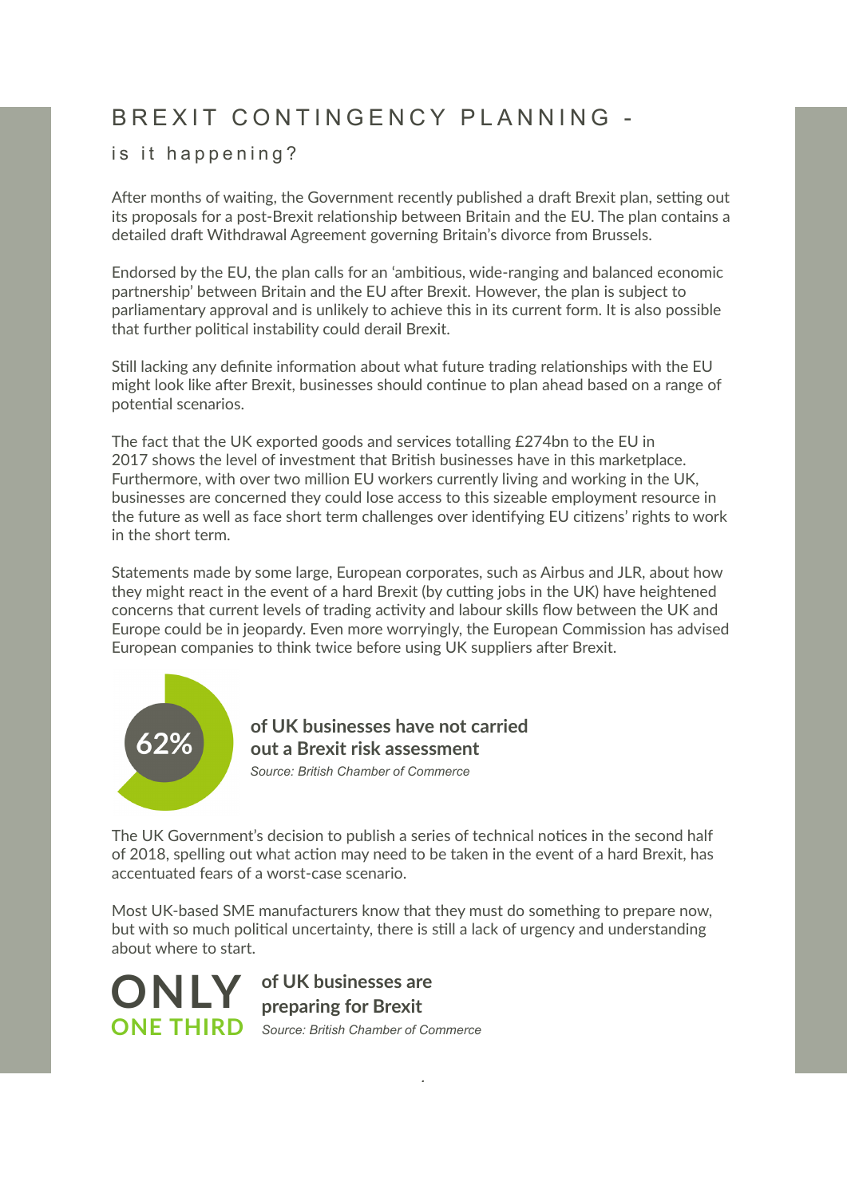# BREXIT CONTINGENCY PLANNING -

## is it happening?

After months of waiting, the Government recently published a draft Brexit plan, setting out its proposals for a post-Brexit relationship between Britain and the EU. The plan contains a detailed draft Withdrawal Agreement governing Britain's divorce from Brussels.

Endorsed by the EU, the plan calls for an 'ambitious, wide-ranging and balanced economic partnership' between Britain and the EU after Brexit. However, the plan is subject to parliamentary approval and is unlikely to achieve this in its current form. It is also possible that further political instability could derail Brexit.

Still lacking any definite information about what future trading relationships with the EU might look like after Brexit, businesses should continue to plan ahead based on a range of potential scenarios.

The fact that the UK exported goods and services totalling £274bn to the EU in 2017 shows the level of investment that British businesses have in this marketplace. Furthermore, with over two million EU workers currently living and working in the UK, businesses are concerned they could lose access to this sizeable employment resource in the future as well as face short term challenges over identifying EU citizens' rights to work in the short term.

Statements made by some large, European corporates, such as Airbus and JLR, about how they might react in the event of a hard Brexit (by cutting jobs in the UK) have heightened concerns that current levels of trading activity and labour skills flow between the UK and Europe could be in jeopardy. Even more worryingly, the European Commission has advised European companies to think twice before using UK suppliers after Brexit.

**62%** **of UK businesses have not carried out a Brexit risk assessment**

*Source: British Chamber of Commerce*

The UK Government's decision to publish a series of technical notices in the second half of 2018, spelling out what action may need to be taken in the event of a hard Brexit, has accentuated fears of a worst-case scenario.

Most UK-based SME manufacturers know that they must do something to prepare now, but with so much political uncertainty, there is still a lack of urgency and understanding about where to start.

**ONLY ONE THIRD** **of UK businesses are preparing for Brexit**

*Source: British Chamber of Commerce*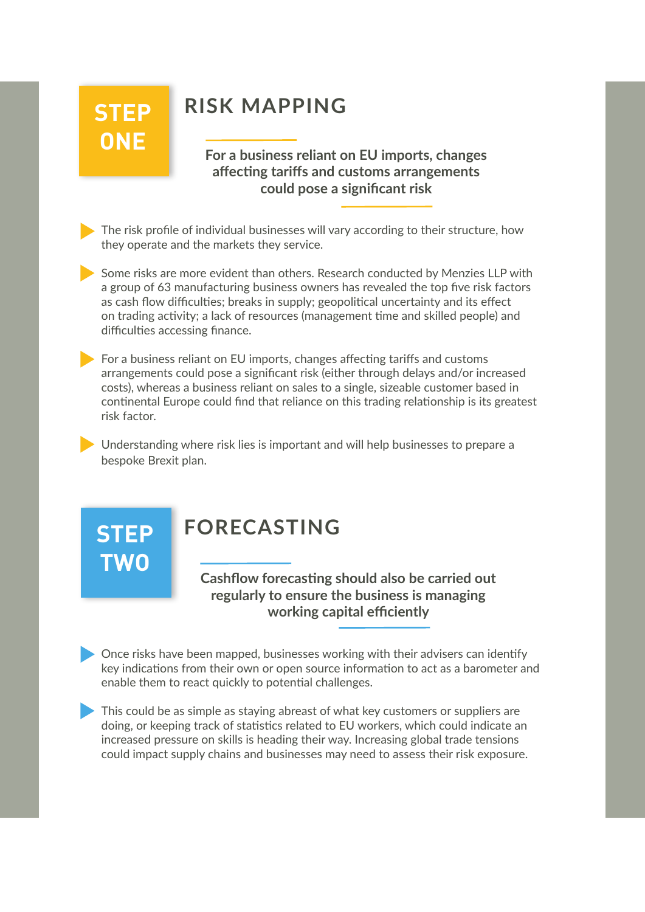## STEP ONE

## RISK MAPPING

**For a business reliant on EU imports, changes affecting tariffs and customs arrangements could pose a significant risk**

- The risk profile of individual businesses will vary according to their structure, how they operate and the markets they service.
- Some risks are more evident than others. Research conducted by Menzies LLP with a group of 63 manufacturing business owners has revealed the top five risk factors as cash flow difficulties; breaks in supply; geopolitical uncertainty and its effect on trading activity; a lack of resources (management time and skilled people) and difficulties accessing finance.
- For a business reliant on EU imports, changes affecting tariffs and customs arrangements could pose a significant risk (either through delays and/or increased costs), whereas a business reliant on sales to a single, sizeable customer based in continental Europe could find that reliance on this trading relationship is its greatest risk factor.
- Understanding where risk lies is important and will help businesses to prepare a bespoke Brexit plan.

## STEP TWO

## FORECASTING

**Cashflow forecasting should also be carried out regularly to ensure the business is managing working capital efficiently**

- Once risks have been mapped, businesses working with their advisers can identify key indications from their own or open source information to act as a barometer and enable them to react quickly to potential challenges.
- This could be as simple as staying abreast of what key customers or suppliers are doing, or keeping track of statistics related to EU workers, which could indicate an increased pressure on skills is heading their way. Increasing global trade tensions could impact supply chains and businesses may need to assess their risk exposure.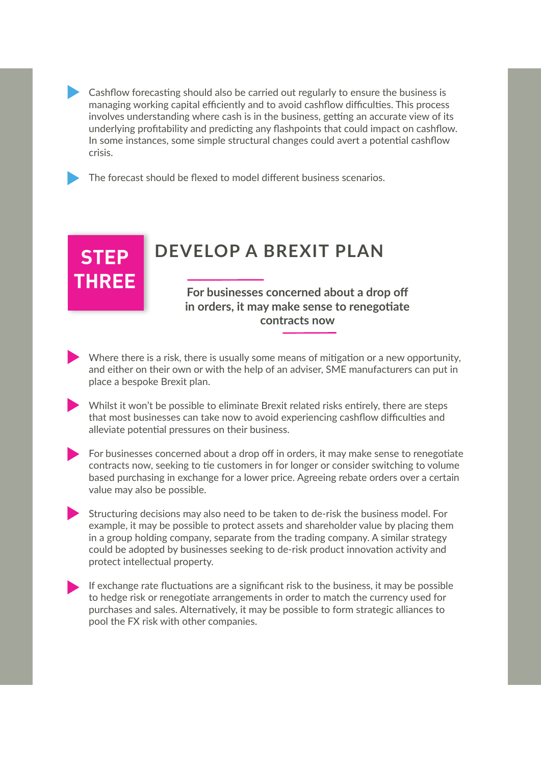- Cashflow forecasting should also be carried out regularly to ensure the business is managing working capital efficiently and to avoid cashflow difficulties. This process involves understanding where cash is in the business, getting an accurate view of its underlying profitability and predicting any flashpoints that could impact on cashflow. In some instances, some simple structural changes could avert a potential cashflow crisis.

- The forecast should be flexed to model different business scenarios.

## STEP THREE

## DEVELOP A BREXIT PLAN

**For businesses concerned about a drop off in orders, it may make sense to renegotiate contracts now**

- Where there is a risk, there is usually some means of mitigation or a new opportunity, and either on their own or with the help of an adviser, SME manufacturers can put in place a bespoke Brexit plan.

- Whilst it won't be possible to eliminate Brexit related risks entirely, there are steps that most businesses can take now to avoid experiencing cashflow difficulties and alleviate potential pressures on their business.

- For businesses concerned about a drop off in orders, it may make sense to renegotiate contracts now, seeking to tie customers in for longer or consider switching to volume based purchasing in exchange for a lower price. Agreeing rebate orders over a certain value may also be possible.

- Structuring decisions may also need to be taken to de-risk the business model. For example, it may be possible to protect assets and shareholder value by placing them in a group holding company, separate from the trading company. A similar strategy could be adopted by businesses seeking to de-risk product innovation activity and protect intellectual property.

- If exchange rate fluctuations are a significant risk to the business, it may be possible to hedge risk or renegotiate arrangements in order to match the currency used for purchases and sales. Alternatively, it may be possible to form strategic alliances to pool the FX risk with other companies.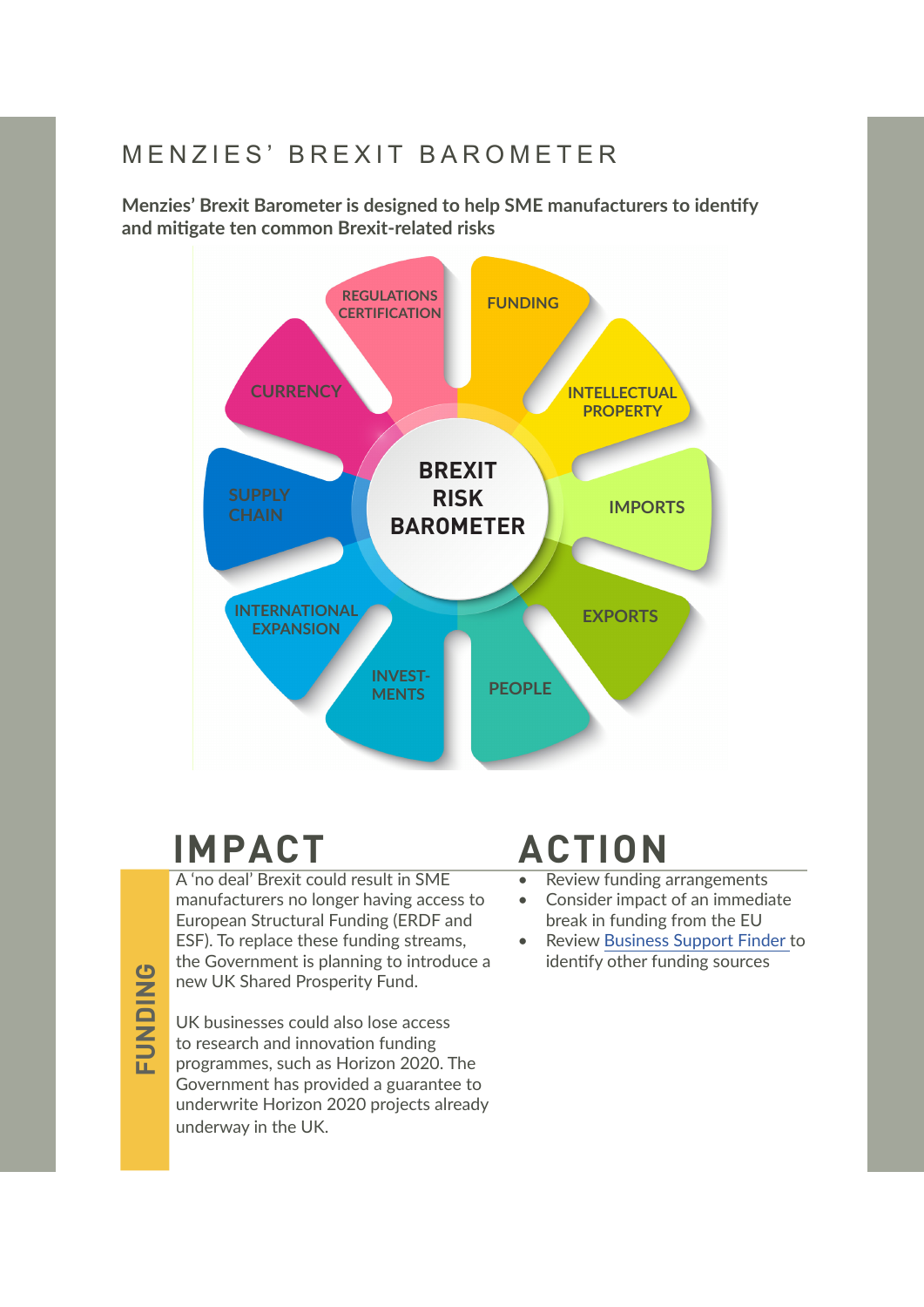# MENZIES' BREXIT BAROMETER

**Menzies' Brexit Barometer is designed to help SME manufacturers to identify and mitigate ten common Brexit-related risks**

BREXIT RISK BAROMETER

REGULATIONS CERTIFICATION, FUNDING, CURRENCY, INTELLECTUAL PROPERTY, SUPPLY CHAIN, IMPORTS, INTERNATIONAL EXPANSION, EXPORTS, INVEST-MENTS, PEOPLE

## FUNDING

### IMPACT

A 'no deal' Brexit could result in SME manufacturers no longer having access to European Structural Funding (ERDF and ESF). To replace these funding streams, the Government is planning to introduce a new UK Shared Prosperity Fund.

UK businesses could also lose access to research and innovation funding programmes, such as Horizon 2020. The Government has provided a guarantee to underwrite Horizon 2020 projects already underway in the UK.

### ACTION

- Review funding arrangements
- Consider impact of an immediate break in funding from the EU
- Review Business Support Finder to identify other funding sources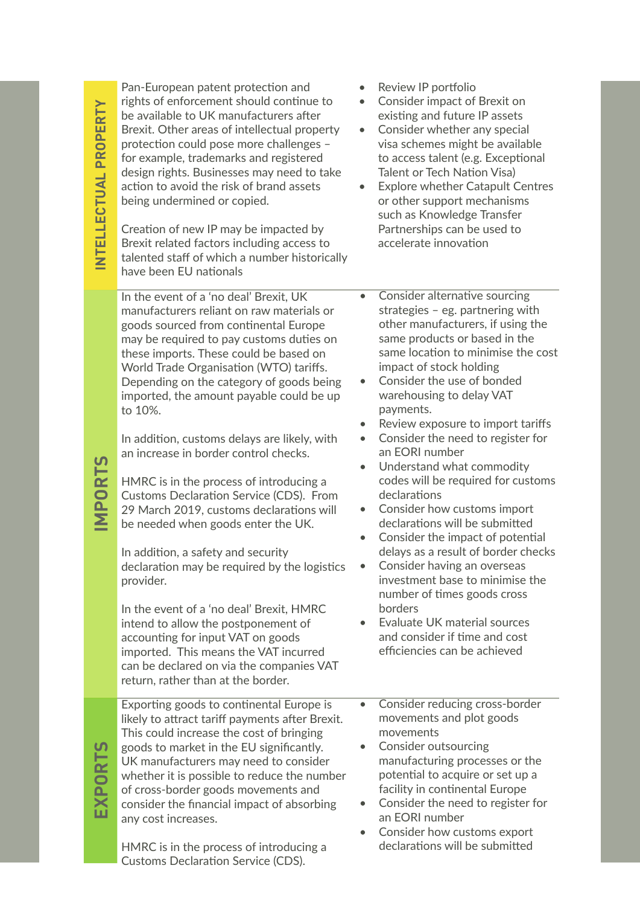| | | |
|---|---|---|
| **INTELLECTUAL PROPERTY** | Pan-European patent protection and rights of enforcement should continue to be available to UK manufacturers after Brexit. Other areas of intellectual property protection could pose more challenges – for example, trademarks and registered design rights. Businesses may need to take action to avoid the risk of brand assets being undermined or copied.<br><br>Creation of new IP may be impacted by Brexit related factors including access to talented staff of which a number historically have been EU nationals | • Review IP portfolio<br>• Consider impact of Brexit on existing and future IP assets<br>• Consider whether any special visa schemes might be available to access talent (e.g. Exceptional Talent or Tech Nation Visa)<br>• Explore whether Catapult Centres or other support mechanisms such as Knowledge Transfer Partnerships can be used to accelerate innovation |
| **IMPORTS** | In the event of a ‘no deal’ Brexit, UK manufacturers reliant on raw materials or goods sourced from continental Europe may be required to pay customs duties on these imports. These could be based on World Trade Organisation (WTO) tariffs. Depending on the category of goods being imported, the amount payable could be up to 10%.<br><br>In addition, customs delays are likely, with an increase in border control checks.<br><br>HMRC is in the process of introducing a Customs Declaration Service (CDS). From 29 March 2019, customs declarations will be needed when goods enter the UK.<br><br>In addition, a safety and security declaration may be required by the logistics provider.<br><br>In the event of a ‘no deal’ Brexit, HMRC intend to allow the postponement of accounting for input VAT on goods imported. This means the VAT incurred can be declared on via the companies VAT return, rather than at the border. | • Consider alternative sourcing strategies – eg. partnering with other manufacturers, if using the same products or based in the same location to minimise the cost impact of stock holding<br>• Consider the use of bonded warehousing to delay VAT payments.<br>• Review exposure to import tariffs<br>• Consider the need to register for an EORI number<br>• Understand what commodity codes will be required for customs declarations<br>• Consider how customs import declarations will be submitted<br>• Consider the impact of potential delays as a result of border checks<br>• Consider having an overseas investment base to minimise the number of times goods cross borders<br>• Evaluate UK material sources and consider if time and cost efficiencies can be achieved |
| **EXPORTS** | Exporting goods to continental Europe is likely to attract tariff payments after Brexit. This could increase the cost of bringing goods to market in the EU significantly. UK manufacturers may need to consider whether it is possible to reduce the number of cross-border goods movements and consider the financial impact of absorbing any cost increases.<br><br>HMRC is in the process of introducing a Customs Declaration Service (CDS). | • Consider reducing cross-border movements and plot goods movements<br>• Consider outsourcing manufacturing processes or the potential to acquire or set up a facility in continental Europe<br>• Consider the need to register for an EORI number<br>• Consider how customs export declarations will be submitted |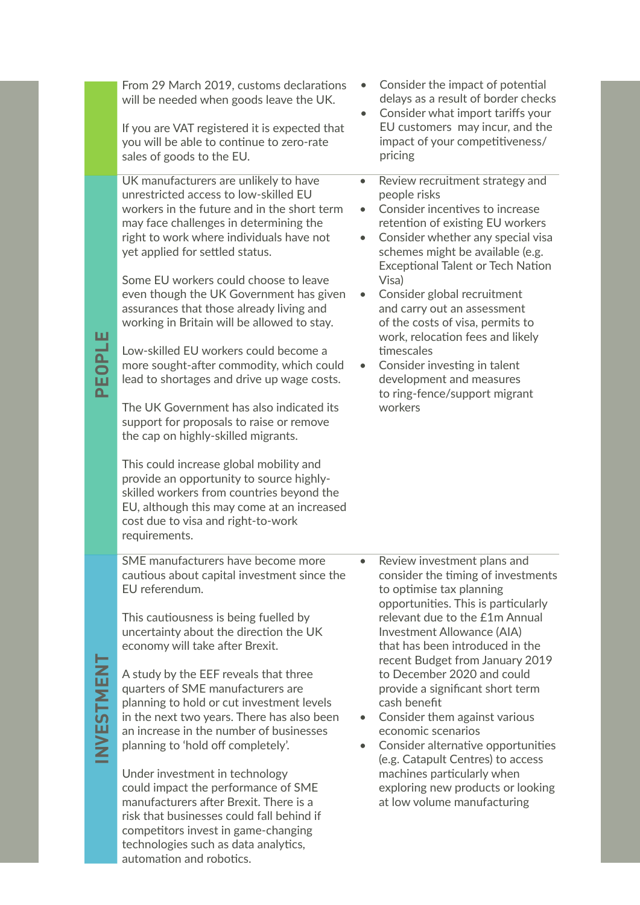| | | |
|---|---|---|
| | From 29 March 2019, customs declarations will be needed when goods leave the UK.<br><br>If you are VAT registered it is expected that you will be able to continue to zero-rate sales of goods to the EU. | • Consider the impact of potential delays as a result of border checks<br>• Consider what import tariffs your EU customers may incur, and the impact of your competitiveness/ pricing |
| **PEOPLE** | UK manufacturers are unlikely to have unrestricted access to low-skilled EU workers in the future and in the short term may face challenges in determining the right to work where individuals have not yet applied for settled status.<br><br>Some EU workers could choose to leave even though the UK Government has given assurances that those already living and working in Britain will be allowed to stay.<br><br>Low-skilled EU workers could become a more sought-after commodity, which could lead to shortages and drive up wage costs.<br><br>The UK Government has also indicated its support for proposals to raise or remove the cap on highly-skilled migrants.<br><br>This could increase global mobility and provide an opportunity to source highly-skilled workers from countries beyond the EU, although this may come at an increased cost due to visa and right-to-work requirements. | • Review recruitment strategy and people risks<br>• Consider incentives to increase retention of existing EU workers<br>• Consider whether any special visa schemes might be available (e.g. Exceptional Talent or Tech Nation Visa)<br>• Consider global recruitment and carry out an assessment of the costs of visa, permits to work, relocation fees and likely timescales<br>• Consider investing in talent development and measures to ring-fence/support migrant workers |
| **INVESTMENT** | SME manufacturers have become more cautious about capital investment since the EU referendum.<br><br>This cautiousness is being fuelled by uncertainty about the direction the UK economy will take after Brexit.<br><br>A study by the EEF reveals that three quarters of SME manufacturers are planning to hold or cut investment levels in the next two years. There has also been an increase in the number of businesses planning to 'hold off completely'.<br><br>Under investment in technology could impact the performance of SME manufacturers after Brexit. There is a risk that businesses could fall behind if competitors invest in game-changing technologies such as data analytics, automation and robotics. | • Review investment plans and consider the timing of investments to optimise tax planning opportunities. This is particularly relevant due to the £1m Annual Investment Allowance (AIA) that has been introduced in the recent Budget from January 2019 to December 2020 and could provide a significant short term cash benefit<br>• Consider them against various economic scenarios<br>• Consider alternative opportunities (e.g. Catapult Centres) to access machines particularly when exploring new products or looking at low volume manufacturing |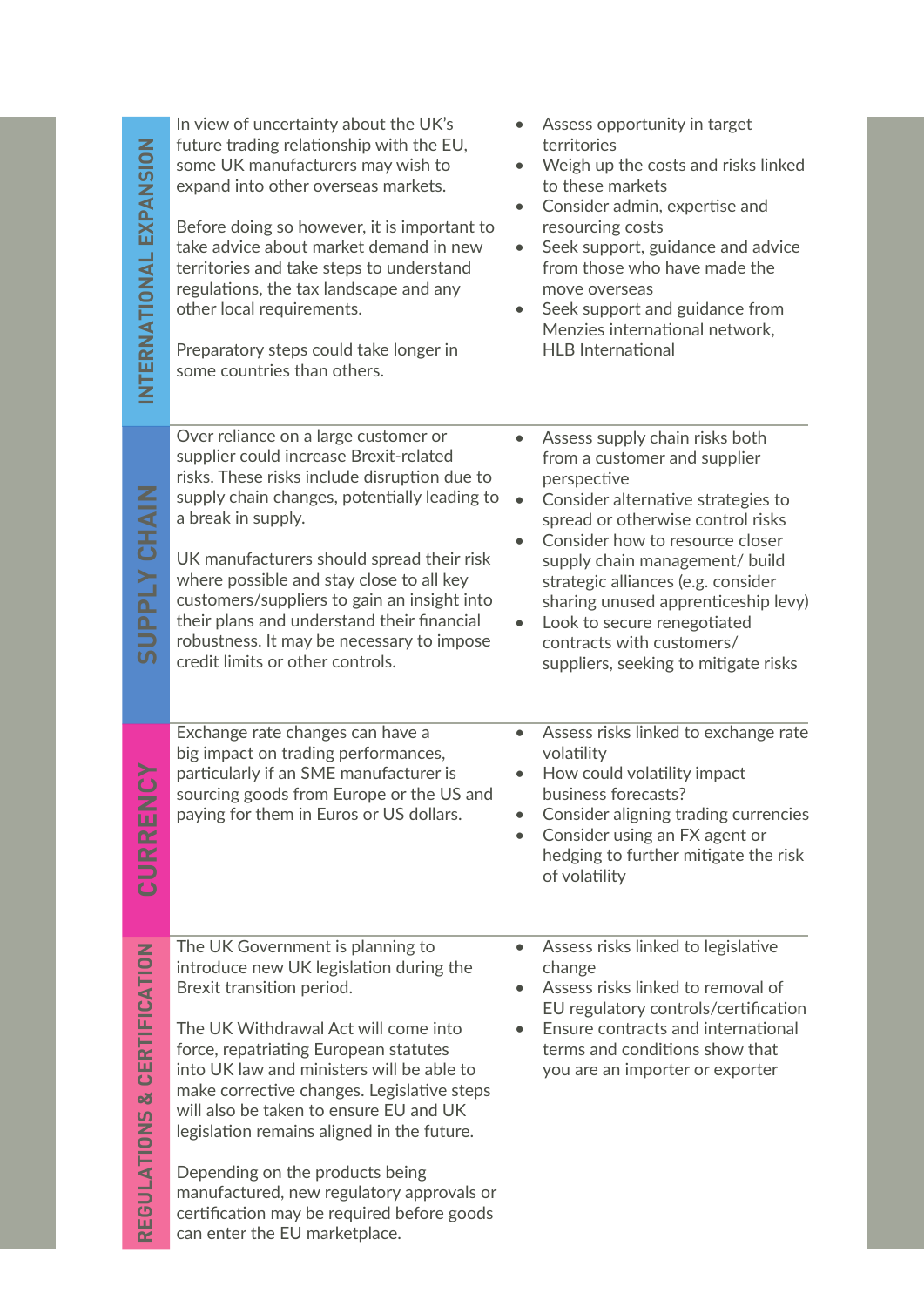| | | |
|---|---|---|
| **INTERNATIONAL EXPANSION** | In view of uncertainty about the UK's future trading relationship with the EU, some UK manufacturers may wish to expand into other overseas markets.<br><br>Before doing so however, it is important to take advice about market demand in new territories and take steps to understand regulations, the tax landscape and any other local requirements.<br><br>Preparatory steps could take longer in some countries than others. | • Assess opportunity in target territories<br>• Weigh up the costs and risks linked to these markets<br>• Consider admin, expertise and resourcing costs<br>• Seek support, guidance and advice from those who have made the move overseas<br>• Seek support and guidance from Menzies international network, HLB International |
| **SUPPLY CHAIN** | Over reliance on a large customer or supplier could increase Brexit-related risks. These risks include disruption due to supply chain changes, potentially leading to a break in supply.<br><br>UK manufacturers should spread their risk where possible and stay close to all key customers/suppliers to gain an insight into their plans and understand their financial robustness. It may be necessary to impose credit limits or other controls. | • Assess supply chain risks both from a customer and supplier perspective<br>• Consider alternative strategies to spread or otherwise control risks<br>• Consider how to resource closer supply chain management/ build strategic alliances (e.g. consider sharing unused apprenticeship levy)<br>• Look to secure renegotiated contracts with customers/ suppliers, seeking to mitigate risks |
| **CURRENCY** | Exchange rate changes can have a big impact on trading performances, particularly if an SME manufacturer is sourcing goods from Europe or the US and paying for them in Euros or US dollars. | • Assess risks linked to exchange rate volatility<br>• How could volatility impact business forecasts?<br>• Consider aligning trading currencies<br>• Consider using an FX agent or hedging to further mitigate the risk of volatility |
| **REGULATIONS & CERTIFICATION** | The UK Government is planning to introduce new UK legislation during the Brexit transition period.<br><br>The UK Withdrawal Act will come into force, repatriating European statutes into UK law and ministers will be able to make corrective changes. Legislative steps will also be taken to ensure EU and UK legislation remains aligned in the future.<br><br>Depending on the products being manufactured, new regulatory approvals or certification may be required before goods can enter the EU marketplace. | • Assess risks linked to legislative change<br>• Assess risks linked to removal of EU regulatory controls/certification<br>• Ensure contracts and international terms and conditions show that you are an importer or exporter |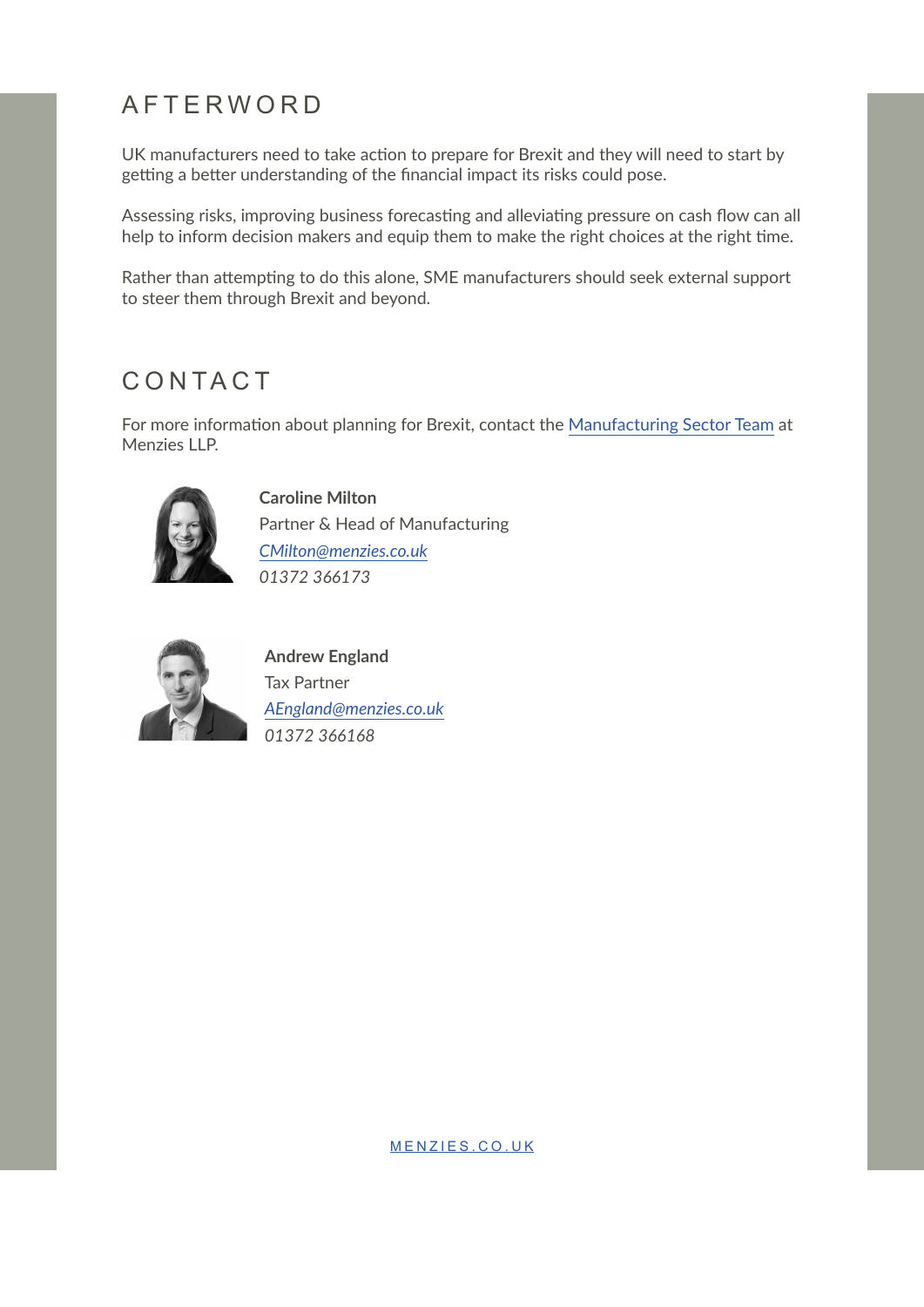# AFTERWORD

UK manufacturers need to take action to prepare for Brexit and they will need to start by getting a better understanding of the financial impact its risks could pose.

Assessing risks, improving business forecasting and alleviating pressure on cash flow can all help to inform decision makers and equip them to make the right choices at the right time.

Rather than attempting to do this alone, SME manufacturers should seek external support to steer them through Brexit and beyond.

# CONTACT

For more information about planning for Brexit, contact the Manufacturing Sector Team at Menzies LLP.

**Caroline Milton**
Partner & Head of Manufacturing
*CMilton@menzies.co.uk*
*01372 366173*

**Andrew England**
Tax Partner
*AEngland@menzies.co.uk*
*01372 366168*

MENZIES.CO.UK